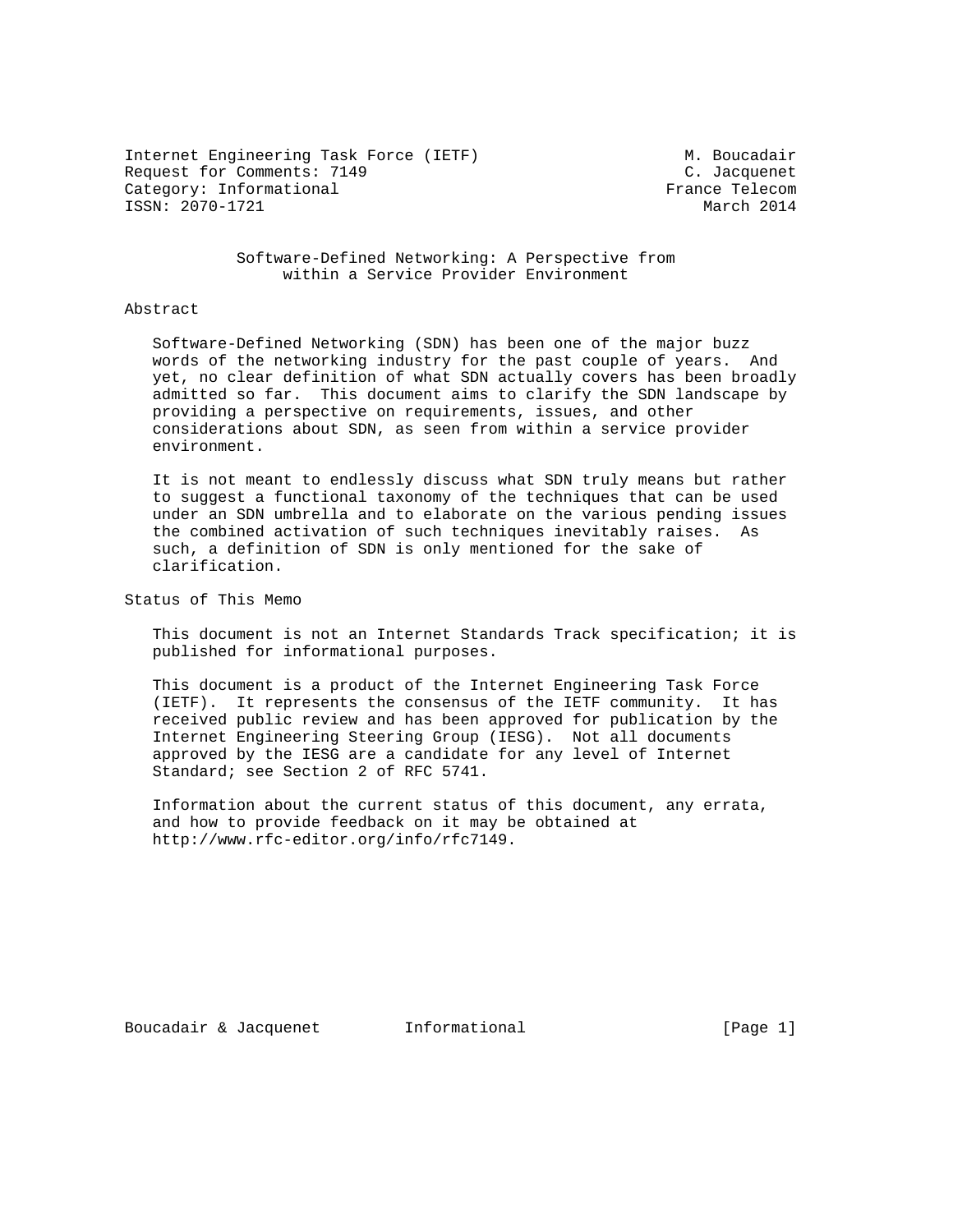Internet Engineering Task Force (IETF) M. Boucadair
Request for Comments: 7149 C. Jacquenet
Category: Informational France Telecom
ISSN: 2070-1721 March 2014

# Software-Defined Networking: A Perspective from within a Service Provider Environment

## Abstract

Software-Defined Networking (SDN) has been one of the major buzz words of the networking industry for the past couple of years. And yet, no clear definition of what SDN actually covers has been broadly admitted so far. This document aims to clarify the SDN landscape by providing a perspective on requirements, issues, and other considerations about SDN, as seen from within a service provider environment.

It is not meant to endlessly discuss what SDN truly means but rather to suggest a functional taxonomy of the techniques that can be used under an SDN umbrella and to elaborate on the various pending issues the combined activation of such techniques inevitably raises. As such, a definition of SDN is only mentioned for the sake of clarification.

## Status of This Memo

This document is not an Internet Standards Track specification; it is published for informational purposes.

This document is a product of the Internet Engineering Task Force (IETF). It represents the consensus of the IETF community. It has received public review and has been approved for publication by the Internet Engineering Steering Group (IESG). Not all documents approved by the IESG are a candidate for any level of Internet Standard; see Section 2 of RFC 5741.

Information about the current status of this document, any errata, and how to provide feedback on it may be obtained at http://www.rfc-editor.org/info/rfc7149.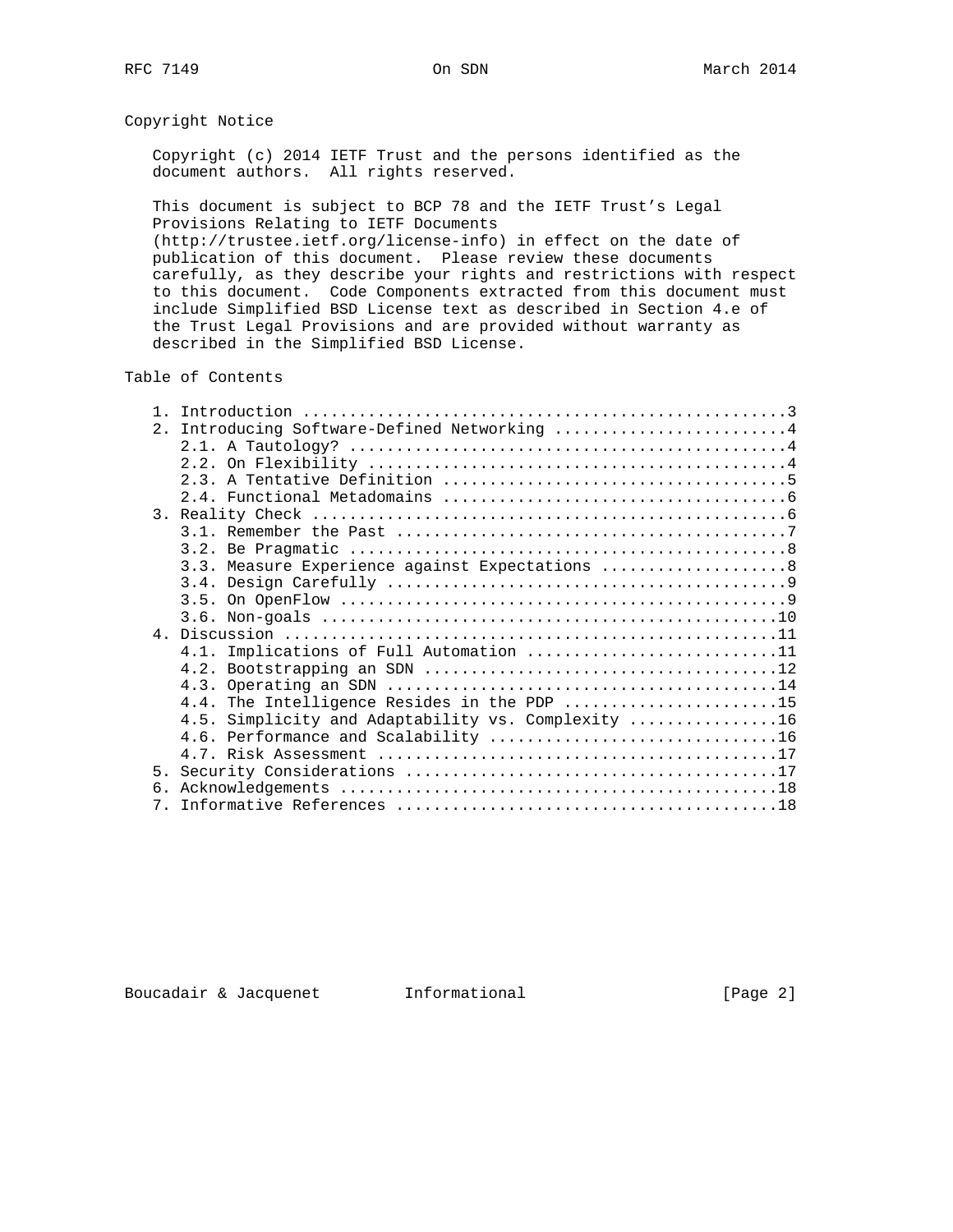## Copyright Notice

Copyright (c) 2014 IETF Trust and the persons identified as the document authors. All rights reserved.

This document is subject to BCP 78 and the IETF Trust's Legal Provisions Relating to IETF Documents (http://trustee.ietf.org/license-info) in effect on the date of publication of this document. Please review these documents carefully, as they describe your rights and restrictions with respect to this document. Code Components extracted from this document must include Simplified BSD License text as described in Section 4.e of the Trust Legal Provisions and are provided without warranty as described in the Simplified BSD License.

## Table of Contents

```
   1. Introduction ....................................................3
   2. Introducing Software-Defined Networking .........................4
      2.1. A Tautology? ...............................................4
      2.2. On Flexibility .............................................4
      2.3. A Tentative Definition .....................................5
      2.4. Functional Metadomains .....................................6
   3. Reality Check ...................................................6
      3.1. Remember the Past ..........................................7
      3.2. Be Pragmatic ...............................................8
      3.3. Measure Experience against Expectations ....................8
      3.4. Design Carefully ...........................................9
      3.5. On OpenFlow ................................................9
      3.6. Non-goals .................................................10
   4. Discussion .....................................................11
      4.1. Implications of Full Automation ...........................11
      4.2. Bootstrapping an SDN ......................................12
      4.3. Operating an SDN ..........................................14
      4.4. The Intelligence Resides in the PDP .......................15
      4.5. Simplicity and Adaptability vs. Complexity ................16
      4.6. Performance and Scalability ...............................16
      4.7. Risk Assessment ...........................................17
   5. Security Considerations ........................................17
   6. Acknowledgements ...............................................18
   7. Informative References .........................................18
```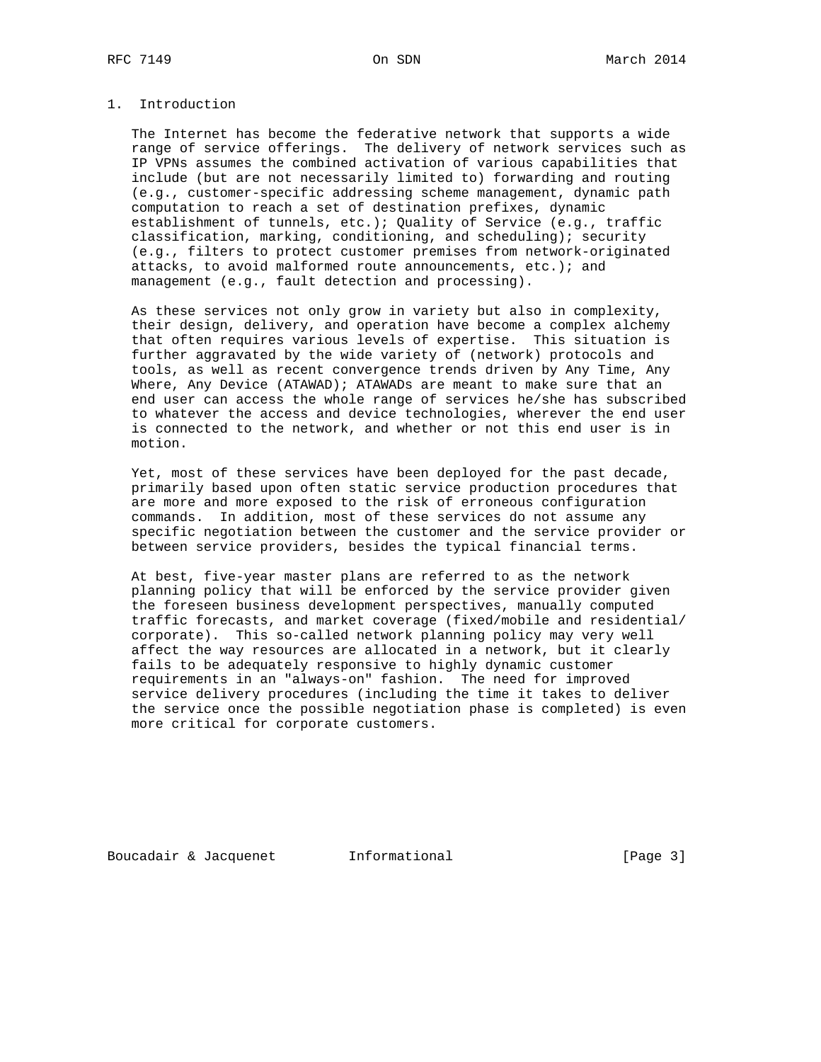# 1. Introduction

The Internet has become the federative network that supports a wide range of service offerings. The delivery of network services such as IP VPNs assumes the combined activation of various capabilities that include (but are not necessarily limited to) forwarding and routing (e.g., customer-specific addressing scheme management, dynamic path computation to reach a set of destination prefixes, dynamic establishment of tunnels, etc.); Quality of Service (e.g., traffic classification, marking, conditioning, and scheduling); security (e.g., filters to protect customer premises from network-originated attacks, to avoid malformed route announcements, etc.); and management (e.g., fault detection and processing).

As these services not only grow in variety but also in complexity, their design, delivery, and operation have become a complex alchemy that often requires various levels of expertise. This situation is further aggravated by the wide variety of (network) protocols and tools, as well as recent convergence trends driven by Any Time, Any Where, Any Device (ATAWAD); ATAWADs are meant to make sure that an end user can access the whole range of services he/she has subscribed to whatever the access and device technologies, wherever the end user is connected to the network, and whether or not this end user is in motion.

Yet, most of these services have been deployed for the past decade, primarily based upon often static service production procedures that are more and more exposed to the risk of erroneous configuration commands. In addition, most of these services do not assume any specific negotiation between the customer and the service provider or between service providers, besides the typical financial terms.

At best, five-year master plans are referred to as the network planning policy that will be enforced by the service provider given the foreseen business development perspectives, manually computed traffic forecasts, and market coverage (fixed/mobile and residential/corporate). This so-called network planning policy may very well affect the way resources are allocated in a network, but it clearly fails to be adequately responsive to highly dynamic customer requirements in an "always-on" fashion. The need for improved service delivery procedures (including the time it takes to deliver the service once the possible negotiation phase is completed) is even more critical for corporate customers.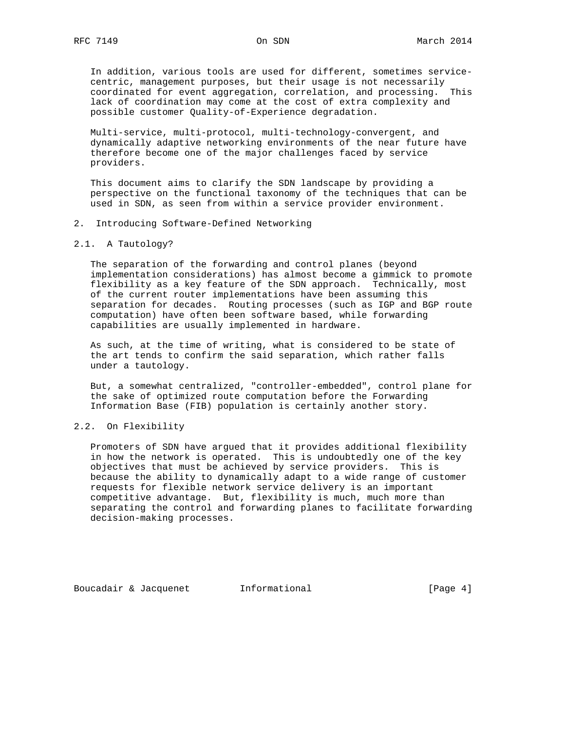In addition, various tools are used for different, sometimes service-centric, management purposes, but their usage is not necessarily coordinated for event aggregation, correlation, and processing. This lack of coordination may come at the cost of extra complexity and possible customer Quality-of-Experience degradation.

Multi-service, multi-protocol, multi-technology-convergent, and dynamically adaptive networking environments of the near future have therefore become one of the major challenges faced by service providers.

This document aims to clarify the SDN landscape by providing a perspective on the functional taxonomy of the techniques that can be used in SDN, as seen from within a service provider environment.

## 2. Introducing Software-Defined Networking

### 2.1. A Tautology?

The separation of the forwarding and control planes (beyond implementation considerations) has almost become a gimmick to promote flexibility as a key feature of the SDN approach. Technically, most of the current router implementations have been assuming this separation for decades. Routing processes (such as IGP and BGP route computation) have often been software based, while forwarding capabilities are usually implemented in hardware.

As such, at the time of writing, what is considered to be state of the art tends to confirm the said separation, which rather falls under a tautology.

But, a somewhat centralized, "controller-embedded", control plane for the sake of optimized route computation before the Forwarding Information Base (FIB) population is certainly another story.

### 2.2. On Flexibility

Promoters of SDN have argued that it provides additional flexibility in how the network is operated. This is undoubtedly one of the key objectives that must be achieved by service providers. This is because the ability to dynamically adapt to a wide range of customer requests for flexible network service delivery is an important competitive advantage. But, flexibility is much, much more than separating the control and forwarding planes to facilitate forwarding decision-making processes.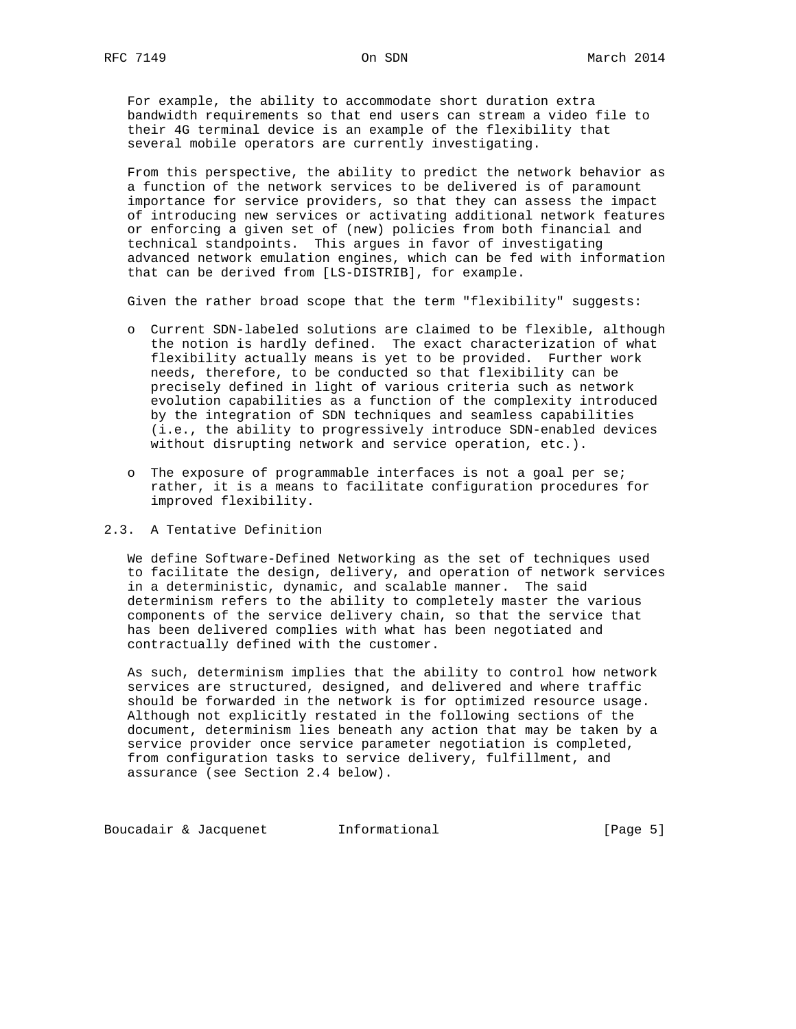For example, the ability to accommodate short duration extra bandwidth requirements so that end users can stream a video file to their 4G terminal device is an example of the flexibility that several mobile operators are currently investigating.

From this perspective, the ability to predict the network behavior as a function of the network services to be delivered is of paramount importance for service providers, so that they can assess the impact of introducing new services or activating additional network features or enforcing a given set of (new) policies from both financial and technical standpoints. This argues in favor of investigating advanced network emulation engines, which can be fed with information that can be derived from [LS-DISTRIB], for example.

Given the rather broad scope that the term "flexibility" suggests:

- Current SDN-labeled solutions are claimed to be flexible, although the notion is hardly defined. The exact characterization of what flexibility actually means is yet to be provided. Further work needs, therefore, to be conducted so that flexibility can be precisely defined in light of various criteria such as network evolution capabilities as a function of the complexity introduced by the integration of SDN techniques and seamless capabilities (i.e., the ability to progressively introduce SDN-enabled devices without disrupting network and service operation, etc.).

- The exposure of programmable interfaces is not a goal per se; rather, it is a means to facilitate configuration procedures for improved flexibility.

### 2.3. A Tentative Definition

We define Software-Defined Networking as the set of techniques used to facilitate the design, delivery, and operation of network services in a deterministic, dynamic, and scalable manner. The said determinism refers to the ability to completely master the various components of the service delivery chain, so that the service that has been delivered complies with what has been negotiated and contractually defined with the customer.

As such, determinism implies that the ability to control how network services are structured, designed, and delivered and where traffic should be forwarded in the network is for optimized resource usage. Although not explicitly restated in the following sections of the document, determinism lies beneath any action that may be taken by a service provider once service parameter negotiation is completed, from configuration tasks to service delivery, fulfillment, and assurance (see Section 2.4 below).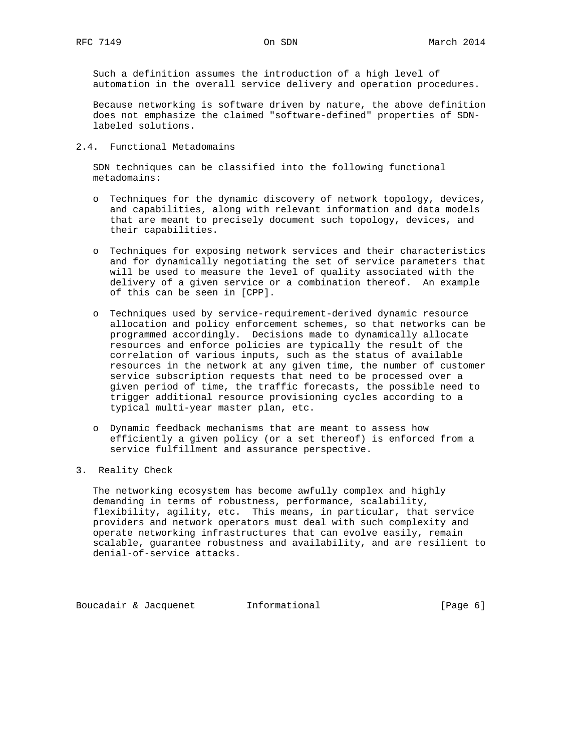Such a definition assumes the introduction of a high level of automation in the overall service delivery and operation procedures.

Because networking is software driven by nature, the above definition does not emphasize the claimed "software-defined" properties of SDN-labeled solutions.

### 2.4. Functional Metadomains

SDN techniques can be classified into the following functional metadomains:

- Techniques for the dynamic discovery of network topology, devices, and capabilities, along with relevant information and data models that are meant to precisely document such topology, devices, and their capabilities.

- Techniques for exposing network services and their characteristics and for dynamically negotiating the set of service parameters that will be used to measure the level of quality associated with the delivery of a given service or a combination thereof. An example of this can be seen in [CPP].

- Techniques used by service-requirement-derived dynamic resource allocation and policy enforcement schemes, so that networks can be programmed accordingly. Decisions made to dynamically allocate resources and enforce policies are typically the result of the correlation of various inputs, such as the status of available resources in the network at any given time, the number of customer service subscription requests that need to be processed over a given period of time, the traffic forecasts, the possible need to trigger additional resource provisioning cycles according to a typical multi-year master plan, etc.

- Dynamic feedback mechanisms that are meant to assess how efficiently a given policy (or a set thereof) is enforced from a service fulfillment and assurance perspective.

## 3. Reality Check

The networking ecosystem has become awfully complex and highly demanding in terms of robustness, performance, scalability, flexibility, agility, etc. This means, in particular, that service providers and network operators must deal with such complexity and operate networking infrastructures that can evolve easily, remain scalable, guarantee robustness and availability, and are resilient to denial-of-service attacks.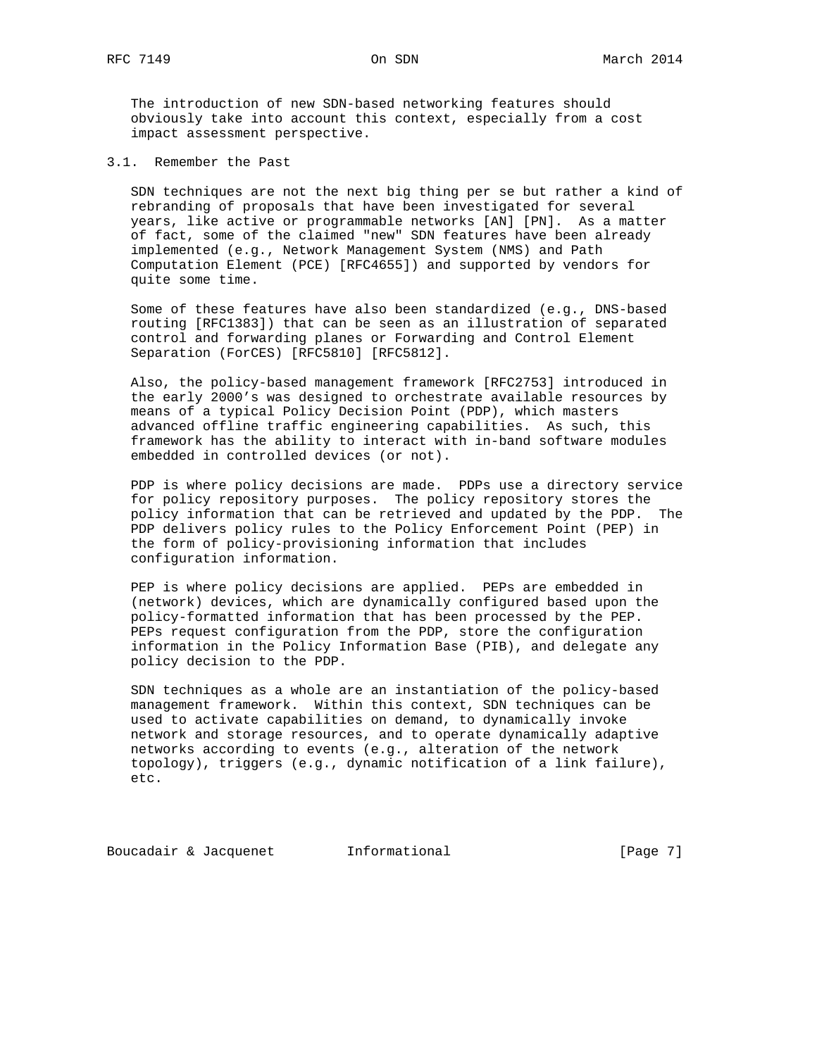The introduction of new SDN-based networking features should obviously take into account this context, especially from a cost impact assessment perspective.

### 3.1. Remember the Past

SDN techniques are not the next big thing per se but rather a kind of rebranding of proposals that have been investigated for several years, like active or programmable networks [AN] [PN]. As a matter of fact, some of the claimed "new" SDN features have been already implemented (e.g., Network Management System (NMS) and Path Computation Element (PCE) [RFC4655]) and supported by vendors for quite some time.

Some of these features have also been standardized (e.g., DNS-based routing [RFC1383]) that can be seen as an illustration of separated control and forwarding planes or Forwarding and Control Element Separation (ForCES) [RFC5810] [RFC5812].

Also, the policy-based management framework [RFC2753] introduced in the early 2000's was designed to orchestrate available resources by means of a typical Policy Decision Point (PDP), which masters advanced offline traffic engineering capabilities. As such, this framework has the ability to interact with in-band software modules embedded in controlled devices (or not).

PDP is where policy decisions are made. PDPs use a directory service for policy repository purposes. The policy repository stores the policy information that can be retrieved and updated by the PDP. The PDP delivers policy rules to the Policy Enforcement Point (PEP) in the form of policy-provisioning information that includes configuration information.

PEP is where policy decisions are applied. PEPs are embedded in (network) devices, which are dynamically configured based upon the policy-formatted information that has been processed by the PEP. PEPs request configuration from the PDP, store the configuration information in the Policy Information Base (PIB), and delegate any policy decision to the PDP.

SDN techniques as a whole are an instantiation of the policy-based management framework. Within this context, SDN techniques can be used to activate capabilities on demand, to dynamically invoke network and storage resources, and to operate dynamically adaptive networks according to events (e.g., alteration of the network topology), triggers (e.g., dynamic notification of a link failure), etc.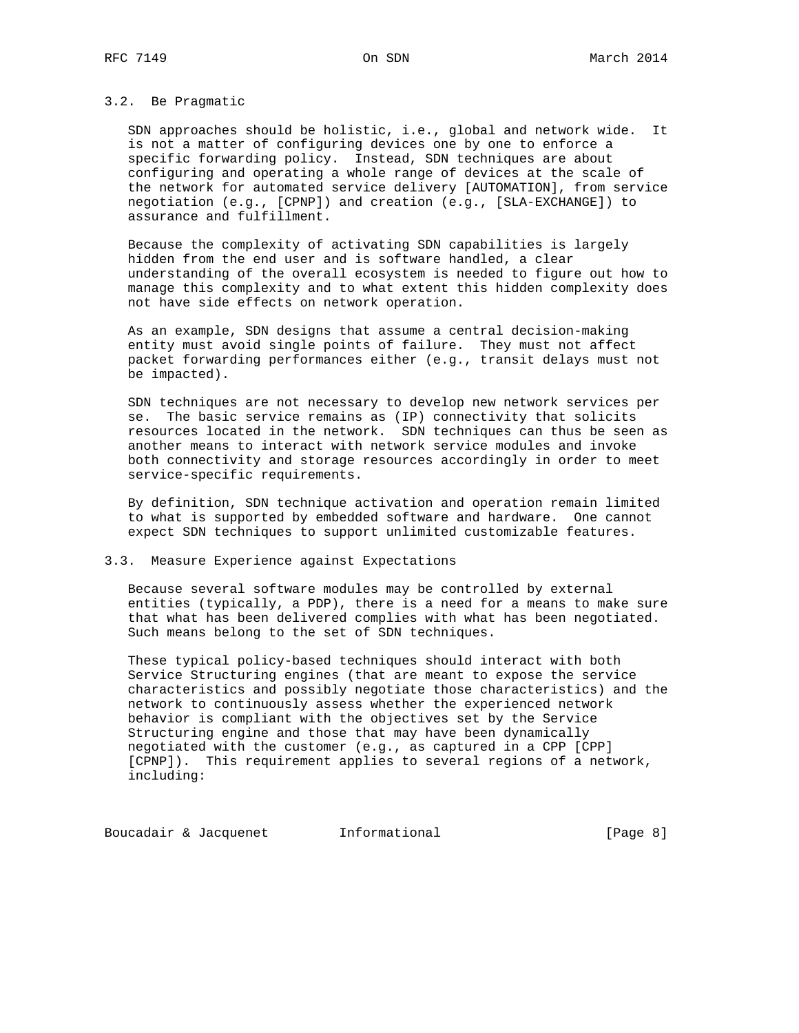### 3.2. Be Pragmatic

SDN approaches should be holistic, i.e., global and network wide. It is not a matter of configuring devices one by one to enforce a specific forwarding policy. Instead, SDN techniques are about configuring and operating a whole range of devices at the scale of the network for automated service delivery [AUTOMATION], from service negotiation (e.g., [CPNP]) and creation (e.g., [SLA-EXCHANGE]) to assurance and fulfillment.

Because the complexity of activating SDN capabilities is largely hidden from the end user and is software handled, a clear understanding of the overall ecosystem is needed to figure out how to manage this complexity and to what extent this hidden complexity does not have side effects on network operation.

As an example, SDN designs that assume a central decision-making entity must avoid single points of failure. They must not affect packet forwarding performances either (e.g., transit delays must not be impacted).

SDN techniques are not necessary to develop new network services per se. The basic service remains as (IP) connectivity that solicits resources located in the network. SDN techniques can thus be seen as another means to interact with network service modules and invoke both connectivity and storage resources accordingly in order to meet service-specific requirements.

By definition, SDN technique activation and operation remain limited to what is supported by embedded software and hardware. One cannot expect SDN techniques to support unlimited customizable features.

### 3.3. Measure Experience against Expectations

Because several software modules may be controlled by external entities (typically, a PDP), there is a need for a means to make sure that what has been delivered complies with what has been negotiated. Such means belong to the set of SDN techniques.

These typical policy-based techniques should interact with both Service Structuring engines (that are meant to expose the service characteristics and possibly negotiate those characteristics) and the network to continuously assess whether the experienced network behavior is compliant with the objectives set by the Service Structuring engine and those that may have been dynamically negotiated with the customer (e.g., as captured in a CPP [CPP] [CPNP]). This requirement applies to several regions of a network, including: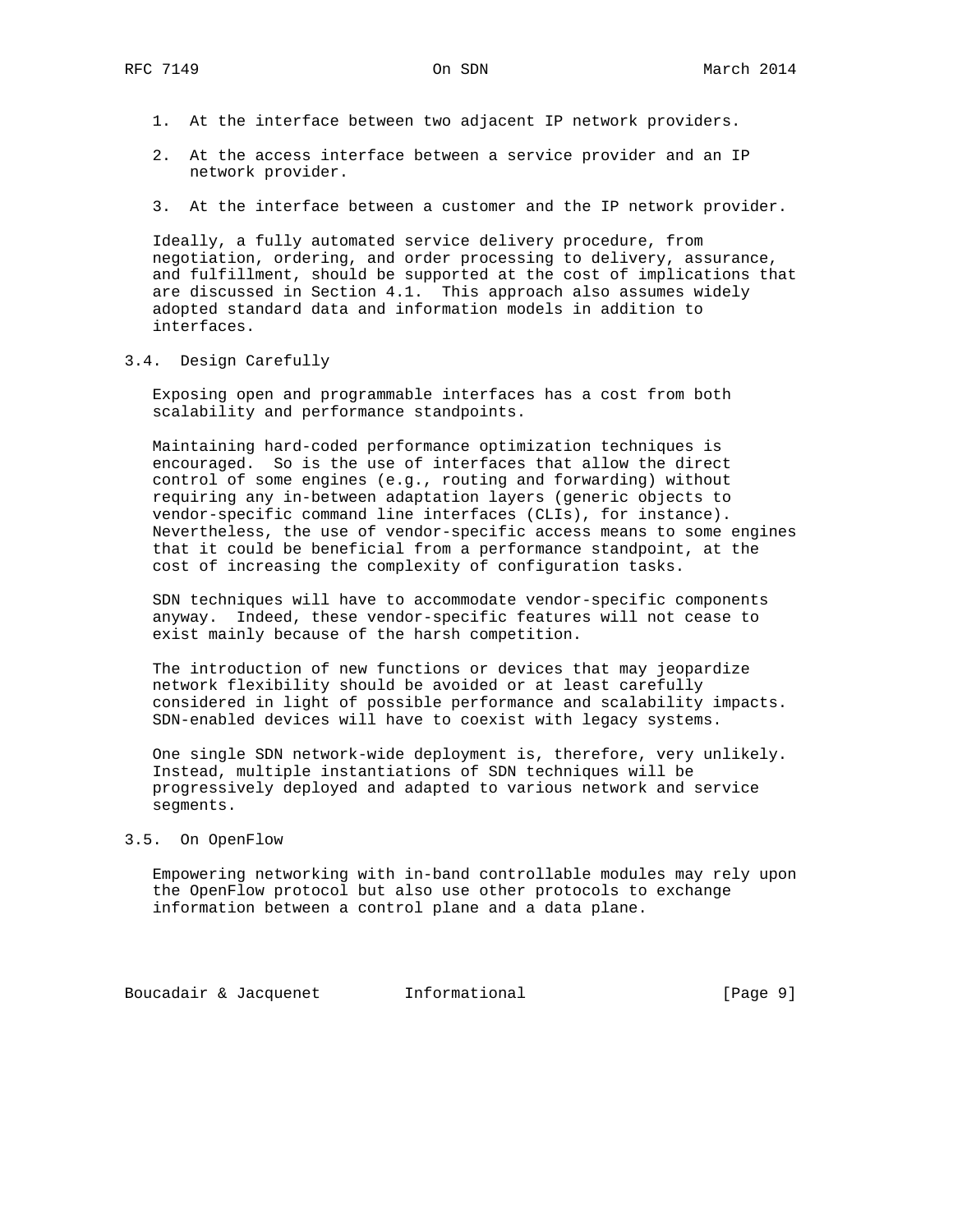1. At the interface between two adjacent IP network providers.

2. At the access interface between a service provider and an IP network provider.

3. At the interface between a customer and the IP network provider.

Ideally, a fully automated service delivery procedure, from negotiation, ordering, and order processing to delivery, assurance, and fulfillment, should be supported at the cost of implications that are discussed in Section 4.1. This approach also assumes widely adopted standard data and information models in addition to interfaces.

### 3.4. Design Carefully

Exposing open and programmable interfaces has a cost from both scalability and performance standpoints.

Maintaining hard-coded performance optimization techniques is encouraged. So is the use of interfaces that allow the direct control of some engines (e.g., routing and forwarding) without requiring any in-between adaptation layers (generic objects to vendor-specific command line interfaces (CLIs), for instance). Nevertheless, the use of vendor-specific access means to some engines that it could be beneficial from a performance standpoint, at the cost of increasing the complexity of configuration tasks.

SDN techniques will have to accommodate vendor-specific components anyway. Indeed, these vendor-specific features will not cease to exist mainly because of the harsh competition.

The introduction of new functions or devices that may jeopardize network flexibility should be avoided or at least carefully considered in light of possible performance and scalability impacts. SDN-enabled devices will have to coexist with legacy systems.

One single SDN network-wide deployment is, therefore, very unlikely. Instead, multiple instantiations of SDN techniques will be progressively deployed and adapted to various network and service segments.

### 3.5. On OpenFlow

Empowering networking with in-band controllable modules may rely upon the OpenFlow protocol but also use other protocols to exchange information between a control plane and a data plane.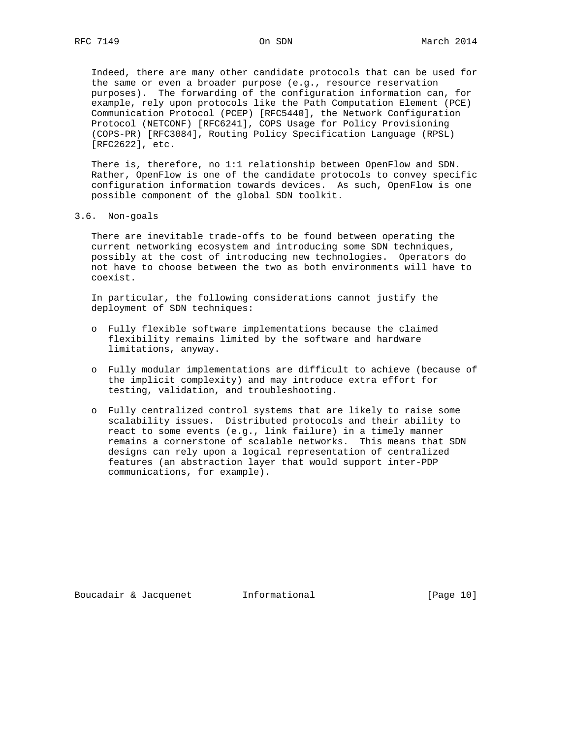Indeed, there are many other candidate protocols that can be used for the same or even a broader purpose (e.g., resource reservation purposes). The forwarding of the configuration information can, for example, rely upon protocols like the Path Computation Element (PCE) Communication Protocol (PCEP) [RFC5440], the Network Configuration Protocol (NETCONF) [RFC6241], COPS Usage for Policy Provisioning (COPS-PR) [RFC3084], Routing Policy Specification Language (RPSL) [RFC2622], etc.

There is, therefore, no 1:1 relationship between OpenFlow and SDN. Rather, OpenFlow is one of the candidate protocols to convey specific configuration information towards devices. As such, OpenFlow is one possible component of the global SDN toolkit.

### 3.6. Non-goals

There are inevitable trade-offs to be found between operating the current networking ecosystem and introducing some SDN techniques, possibly at the cost of introducing new technologies. Operators do not have to choose between the two as both environments will have to coexist.

In particular, the following considerations cannot justify the deployment of SDN techniques:

- Fully flexible software implementations because the claimed flexibility remains limited by the software and hardware limitations, anyway.
- Fully modular implementations are difficult to achieve (because of the implicit complexity) and may introduce extra effort for testing, validation, and troubleshooting.
- Fully centralized control systems that are likely to raise some scalability issues. Distributed protocols and their ability to react to some events (e.g., link failure) in a timely manner remains a cornerstone of scalable networks. This means that SDN designs can rely upon a logical representation of centralized features (an abstraction layer that would support inter-PDP communications, for example).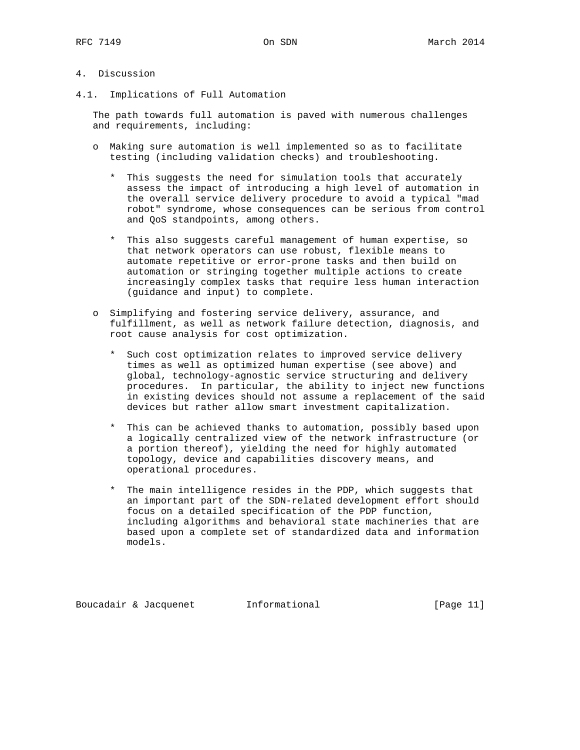# 4. Discussion

## 4.1. Implications of Full Automation

The path towards full automation is paved with numerous challenges and requirements, including:

- Making sure automation is well implemented so as to facilitate testing (including validation checks) and troubleshooting.

  * This suggests the need for simulation tools that accurately assess the impact of introducing a high level of automation in the overall service delivery procedure to avoid a typical "mad robot" syndrome, whose consequences can be serious from control and QoS standpoints, among others.

  * This also suggests careful management of human expertise, so that network operators can use robust, flexible means to automate repetitive or error-prone tasks and then build on automation or stringing together multiple actions to create increasingly complex tasks that require less human interaction (guidance and input) to complete.

- Simplifying and fostering service delivery, assurance, and fulfillment, as well as network failure detection, diagnosis, and root cause analysis for cost optimization.

  * Such cost optimization relates to improved service delivery times as well as optimized human expertise (see above) and global, technology-agnostic service structuring and delivery procedures. In particular, the ability to inject new functions in existing devices should not assume a replacement of the said devices but rather allow smart investment capitalization.

  * This can be achieved thanks to automation, possibly based upon a logically centralized view of the network infrastructure (or a portion thereof), yielding the need for highly automated topology, device and capabilities discovery means, and operational procedures.

  * The main intelligence resides in the PDP, which suggests that an important part of the SDN-related development effort should focus on a detailed specification of the PDP function, including algorithms and behavioral state machineries that are based upon a complete set of standardized data and information models.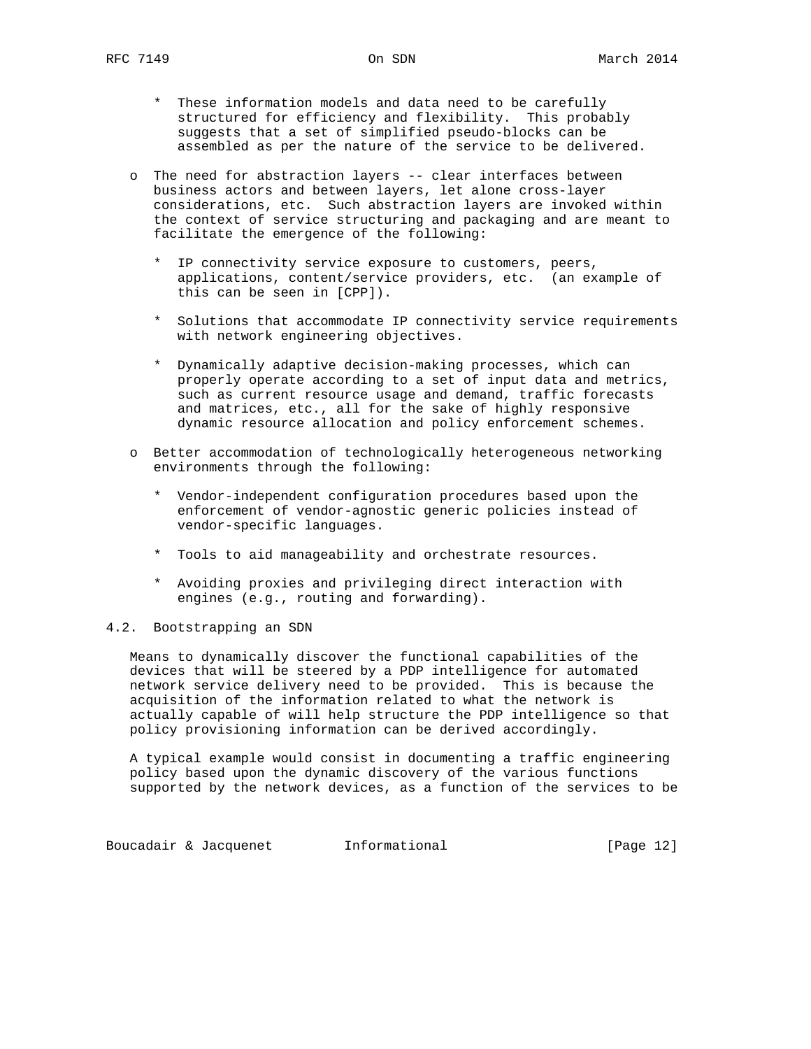* These information models and data need to be carefully structured for efficiency and flexibility. This probably suggests that a set of simplified pseudo-blocks can be assembled as per the nature of the service to be delivered.

- The need for abstraction layers -- clear interfaces between business actors and between layers, let alone cross-layer considerations, etc. Such abstraction layers are invoked within the context of service structuring and packaging and are meant to facilitate the emergence of the following:

   * IP connectivity service exposure to customers, peers, applications, content/service providers, etc. (an example of this can be seen in [CPP]).

   * Solutions that accommodate IP connectivity service requirements with network engineering objectives.

   * Dynamically adaptive decision-making processes, which can properly operate according to a set of input data and metrics, such as current resource usage and demand, traffic forecasts and matrices, etc., all for the sake of highly responsive dynamic resource allocation and policy enforcement schemes.

- Better accommodation of technologically heterogeneous networking environments through the following:

   * Vendor-independent configuration procedures based upon the enforcement of vendor-agnostic generic policies instead of vendor-specific languages.

   * Tools to aid manageability and orchestrate resources.

   * Avoiding proxies and privileging direct interaction with engines (e.g., routing and forwarding).

## 4.2. Bootstrapping an SDN

Means to dynamically discover the functional capabilities of the devices that will be steered by a PDP intelligence for automated network service delivery need to be provided. This is because the acquisition of the information related to what the network is actually capable of will help structure the PDP intelligence so that policy provisioning information can be derived accordingly.

A typical example would consist in documenting a traffic engineering policy based upon the dynamic discovery of the various functions supported by the network devices, as a function of the services to be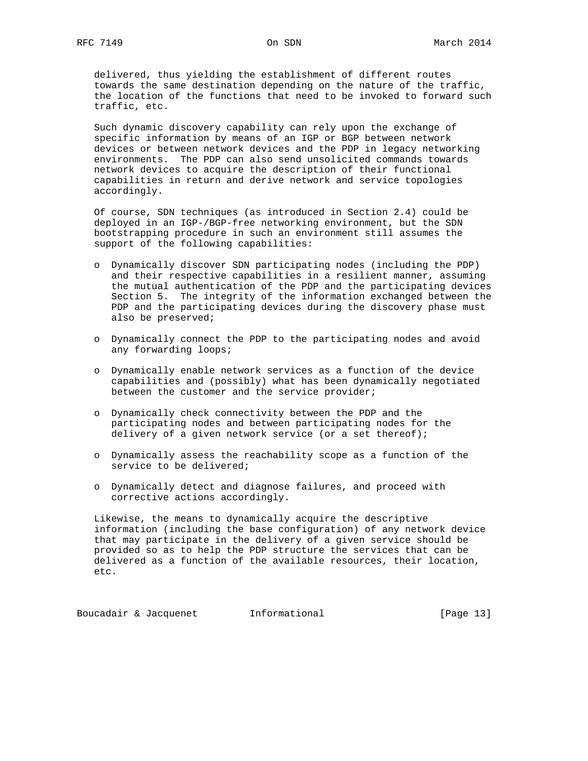delivered, thus yielding the establishment of different routes towards the same destination depending on the nature of the traffic, the location of the functions that need to be invoked to forward such traffic, etc.

Such dynamic discovery capability can rely upon the exchange of specific information by means of an IGP or BGP between network devices or between network devices and the PDP in legacy networking environments. The PDP can also send unsolicited commands towards network devices to acquire the description of their functional capabilities in return and derive network and service topologies accordingly.

Of course, SDN techniques (as introduced in Section 2.4) could be deployed in an IGP-/BGP-free networking environment, but the SDN bootstrapping procedure in such an environment still assumes the support of the following capabilities:

- Dynamically discover SDN participating nodes (including the PDP) and their respective capabilities in a resilient manner, assuming the mutual authentication of the PDP and the participating devices Section 5. The integrity of the information exchanged between the PDP and the participating devices during the discovery phase must also be preserved;

- Dynamically connect the PDP to the participating nodes and avoid any forwarding loops;

- Dynamically enable network services as a function of the device capabilities and (possibly) what has been dynamically negotiated between the customer and the service provider;

- Dynamically check connectivity between the PDP and the participating nodes and between participating nodes for the delivery of a given network service (or a set thereof);

- Dynamically assess the reachability scope as a function of the service to be delivered;

- Dynamically detect and diagnose failures, and proceed with corrective actions accordingly.

Likewise, the means to dynamically acquire the descriptive information (including the base configuration) of any network device that may participate in the delivery of a given service should be provided so as to help the PDP structure the services that can be delivered as a function of the available resources, their location, etc.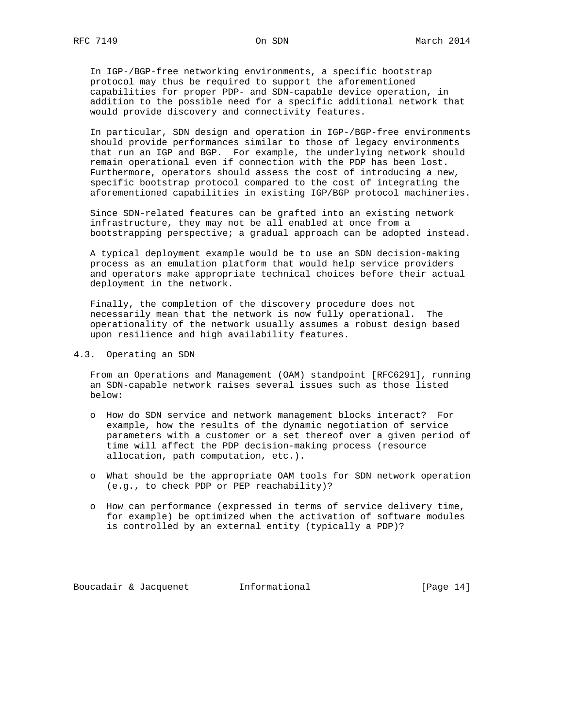In IGP-/BGP-free networking environments, a specific bootstrap protocol may thus be required to support the aforementioned capabilities for proper PDP- and SDN-capable device operation, in addition to the possible need for a specific additional network that would provide discovery and connectivity features.

In particular, SDN design and operation in IGP-/BGP-free environments should provide performances similar to those of legacy environments that run an IGP and BGP. For example, the underlying network should remain operational even if connection with the PDP has been lost. Furthermore, operators should assess the cost of introducing a new, specific bootstrap protocol compared to the cost of integrating the aforementioned capabilities in existing IGP/BGP protocol machineries.

Since SDN-related features can be grafted into an existing network infrastructure, they may not be all enabled at once from a bootstrapping perspective; a gradual approach can be adopted instead.

A typical deployment example would be to use an SDN decision-making process as an emulation platform that would help service providers and operators make appropriate technical choices before their actual deployment in the network.

Finally, the completion of the discovery procedure does not necessarily mean that the network is now fully operational. The operationality of the network usually assumes a robust design based upon resilience and high availability features.

### 4.3. Operating an SDN

From an Operations and Management (OAM) standpoint [RFC6291], running an SDN-capable network raises several issues such as those listed below:

- How do SDN service and network management blocks interact? For example, how the results of the dynamic negotiation of service parameters with a customer or a set thereof over a given period of time will affect the PDP decision-making process (resource allocation, path computation, etc.).
- What should be the appropriate OAM tools for SDN network operation (e.g., to check PDP or PEP reachability)?
- How can performance (expressed in terms of service delivery time, for example) be optimized when the activation of software modules is controlled by an external entity (typically a PDP)?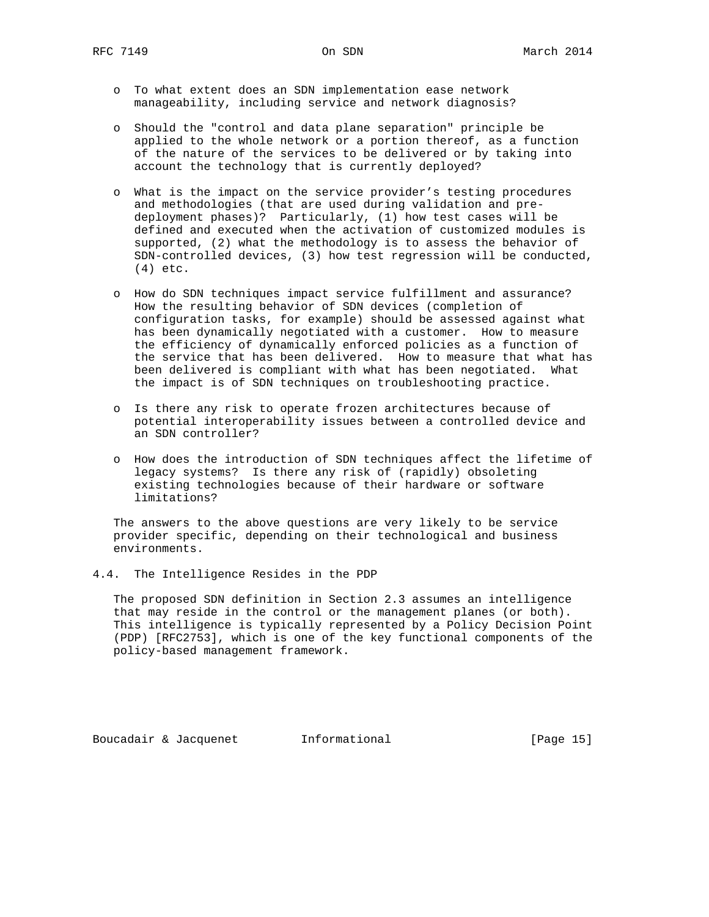- To what extent does an SDN implementation ease network manageability, including service and network diagnosis?

- Should the "control and data plane separation" principle be applied to the whole network or a portion thereof, as a function of the nature of the services to be delivered or by taking into account the technology that is currently deployed?

- What is the impact on the service provider's testing procedures and methodologies (that are used during validation and pre-deployment phases)? Particularly, (1) how test cases will be defined and executed when the activation of customized modules is supported, (2) what the methodology is to assess the behavior of SDN-controlled devices, (3) how test regression will be conducted, (4) etc.

- How do SDN techniques impact service fulfillment and assurance? How the resulting behavior of SDN devices (completion of configuration tasks, for example) should be assessed against what has been dynamically negotiated with a customer. How to measure the efficiency of dynamically enforced policies as a function of the service that has been delivered. How to measure that what has been delivered is compliant with what has been negotiated. What the impact is of SDN techniques on troubleshooting practice.

- Is there any risk to operate frozen architectures because of potential interoperability issues between a controlled device and an SDN controller?

- How does the introduction of SDN techniques affect the lifetime of legacy systems? Is there any risk of (rapidly) obsoleting existing technologies because of their hardware or software limitations?

The answers to the above questions are very likely to be service provider specific, depending on their technological and business environments.

## 4.4. The Intelligence Resides in the PDP

The proposed SDN definition in Section 2.3 assumes an intelligence that may reside in the control or the management planes (or both). This intelligence is typically represented by a Policy Decision Point (PDP) [RFC2753], which is one of the key functional components of the policy-based management framework.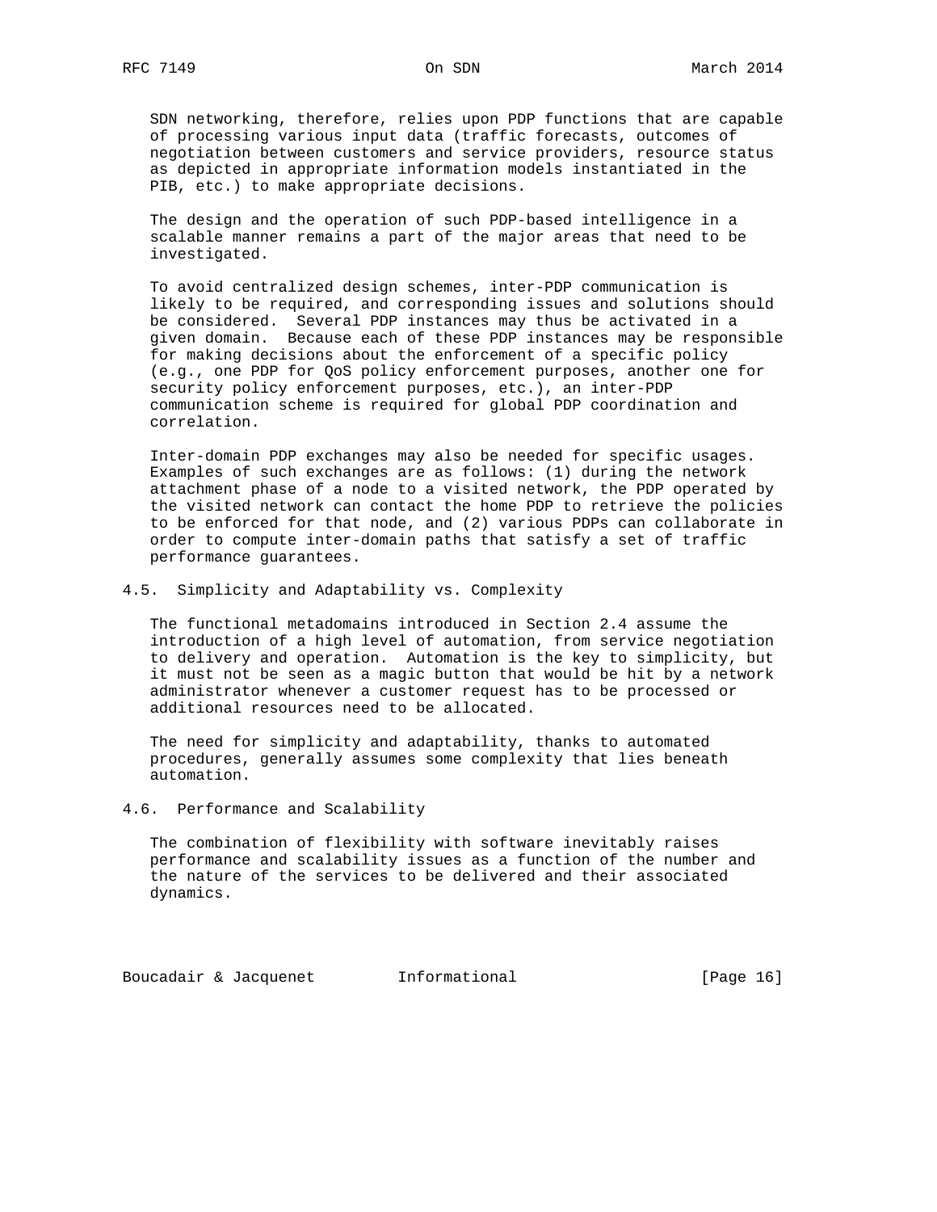SDN networking, therefore, relies upon PDP functions that are capable of processing various input data (traffic forecasts, outcomes of negotiation between customers and service providers, resource status as depicted in appropriate information models instantiated in the PIB, etc.) to make appropriate decisions.

The design and the operation of such PDP-based intelligence in a scalable manner remains a part of the major areas that need to be investigated.

To avoid centralized design schemes, inter-PDP communication is likely to be required, and corresponding issues and solutions should be considered. Several PDP instances may thus be activated in a given domain. Because each of these PDP instances may be responsible for making decisions about the enforcement of a specific policy (e.g., one PDP for QoS policy enforcement purposes, another one for security policy enforcement purposes, etc.), an inter-PDP communication scheme is required for global PDP coordination and correlation.

Inter-domain PDP exchanges may also be needed for specific usages. Examples of such exchanges are as follows: (1) during the network attachment phase of a node to a visited network, the PDP operated by the visited network can contact the home PDP to retrieve the policies to be enforced for that node, and (2) various PDPs can collaborate in order to compute inter-domain paths that satisfy a set of traffic performance guarantees.

### 4.5. Simplicity and Adaptability vs. Complexity

The functional metadomains introduced in Section 2.4 assume the introduction of a high level of automation, from service negotiation to delivery and operation. Automation is the key to simplicity, but it must not be seen as a magic button that would be hit by a network administrator whenever a customer request has to be processed or additional resources need to be allocated.

The need for simplicity and adaptability, thanks to automated procedures, generally assumes some complexity that lies beneath automation.

### 4.6. Performance and Scalability

The combination of flexibility with software inevitably raises performance and scalability issues as a function of the number and the nature of the services to be delivered and their associated dynamics.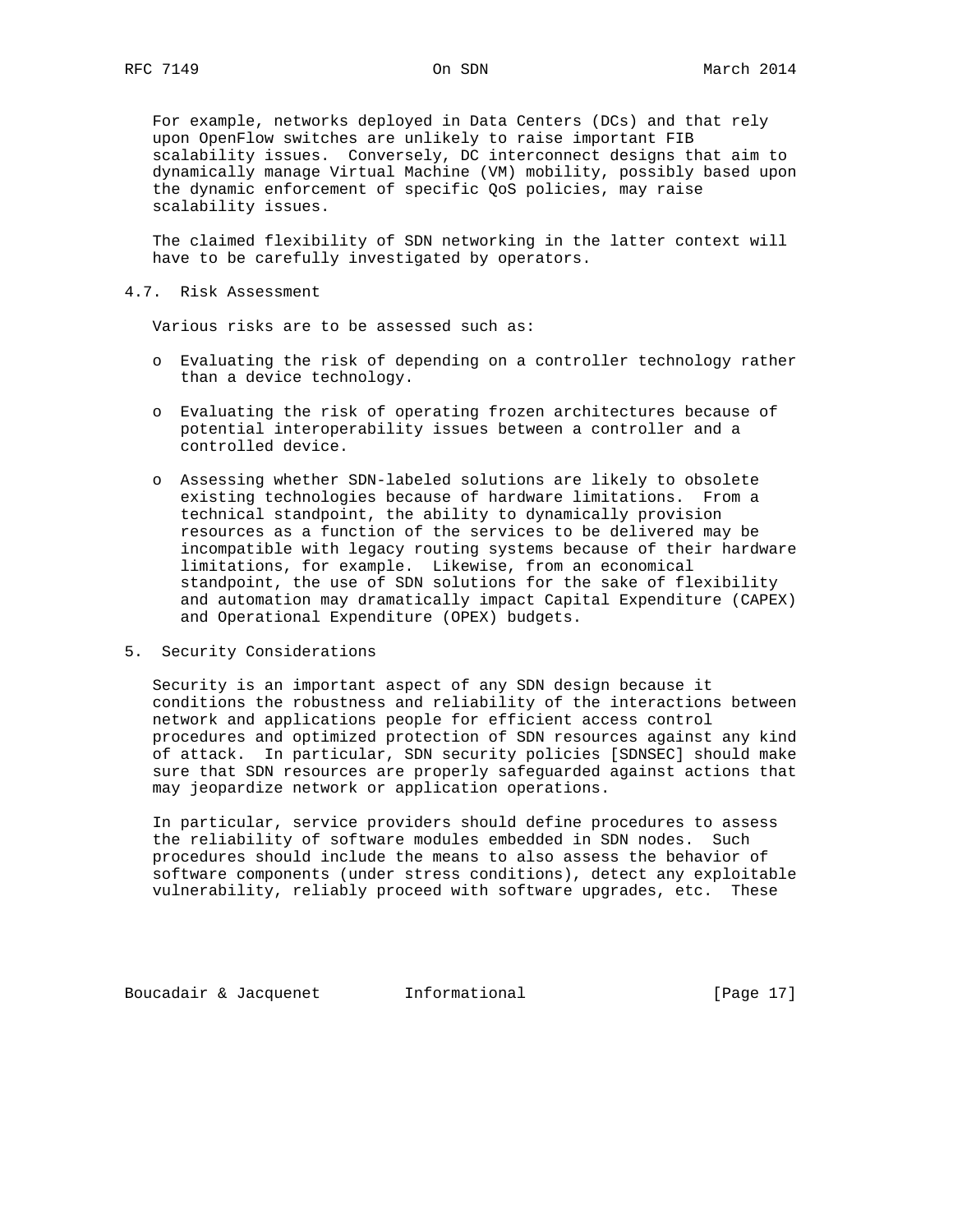For example, networks deployed in Data Centers (DCs) and that rely upon OpenFlow switches are unlikely to raise important FIB scalability issues. Conversely, DC interconnect designs that aim to dynamically manage Virtual Machine (VM) mobility, possibly based upon the dynamic enforcement of specific QoS policies, may raise scalability issues.

The claimed flexibility of SDN networking in the latter context will have to be carefully investigated by operators.

### 4.7. Risk Assessment

Various risks are to be assessed such as:

- Evaluating the risk of depending on a controller technology rather than a device technology.
- Evaluating the risk of operating frozen architectures because of potential interoperability issues between a controller and a controlled device.
- Assessing whether SDN-labeled solutions are likely to obsolete existing technologies because of hardware limitations. From a technical standpoint, the ability to dynamically provision resources as a function of the services to be delivered may be incompatible with legacy routing systems because of their hardware limitations, for example. Likewise, from an economical standpoint, the use of SDN solutions for the sake of flexibility and automation may dramatically impact Capital Expenditure (CAPEX) and Operational Expenditure (OPEX) budgets.

## 5. Security Considerations

Security is an important aspect of any SDN design because it conditions the robustness and reliability of the interactions between network and applications people for efficient access control procedures and optimized protection of SDN resources against any kind of attack. In particular, SDN security policies [SDNSEC] should make sure that SDN resources are properly safeguarded against actions that may jeopardize network or application operations.

In particular, service providers should define procedures to assess the reliability of software modules embedded in SDN nodes. Such procedures should include the means to also assess the behavior of software components (under stress conditions), detect any exploitable vulnerability, reliably proceed with software upgrades, etc. These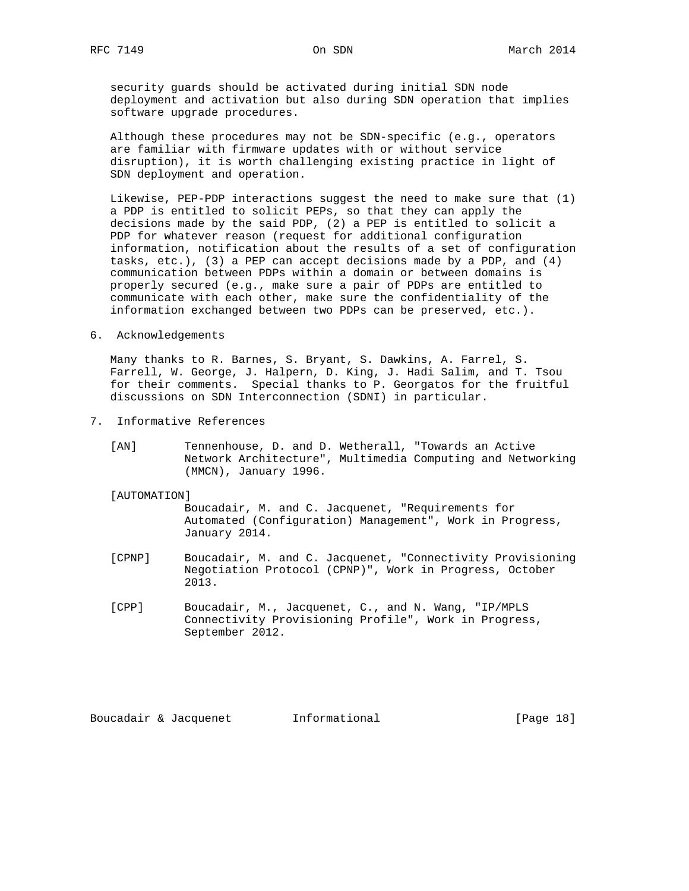security guards should be activated during initial SDN node deployment and activation but also during SDN operation that implies software upgrade procedures.

Although these procedures may not be SDN-specific (e.g., operators are familiar with firmware updates with or without service disruption), it is worth challenging existing practice in light of SDN deployment and operation.

Likewise, PEP-PDP interactions suggest the need to make sure that (1) a PDP is entitled to solicit PEPs, so that they can apply the decisions made by the said PDP, (2) a PEP is entitled to solicit a PDP for whatever reason (request for additional configuration information, notification about the results of a set of configuration tasks, etc.), (3) a PEP can accept decisions made by a PDP, and (4) communication between PDPs within a domain or between domains is properly secured (e.g., make sure a pair of PDPs are entitled to communicate with each other, make sure the confidentiality of the information exchanged between two PDPs can be preserved, etc.).

## 6. Acknowledgements

Many thanks to R. Barnes, S. Bryant, S. Dawkins, A. Farrel, S. Farrell, W. George, J. Halpern, D. King, J. Hadi Salim, and T. Tsou for their comments. Special thanks to P. Georgatos for the fruitful discussions on SDN Interconnection (SDNI) in particular.

## 7. Informative References

[AN] Tennenhouse, D. and D. Wetherall, "Towards an Active Network Architecture", Multimedia Computing and Networking (MMCN), January 1996.

[AUTOMATION] Boucadair, M. and C. Jacquenet, "Requirements for Automated (Configuration) Management", Work in Progress, January 2014.

[CPNP] Boucadair, M. and C. Jacquenet, "Connectivity Provisioning Negotiation Protocol (CPNP)", Work in Progress, October 2013.

[CPP] Boucadair, M., Jacquenet, C., and N. Wang, "IP/MPLS Connectivity Provisioning Profile", Work in Progress, September 2012.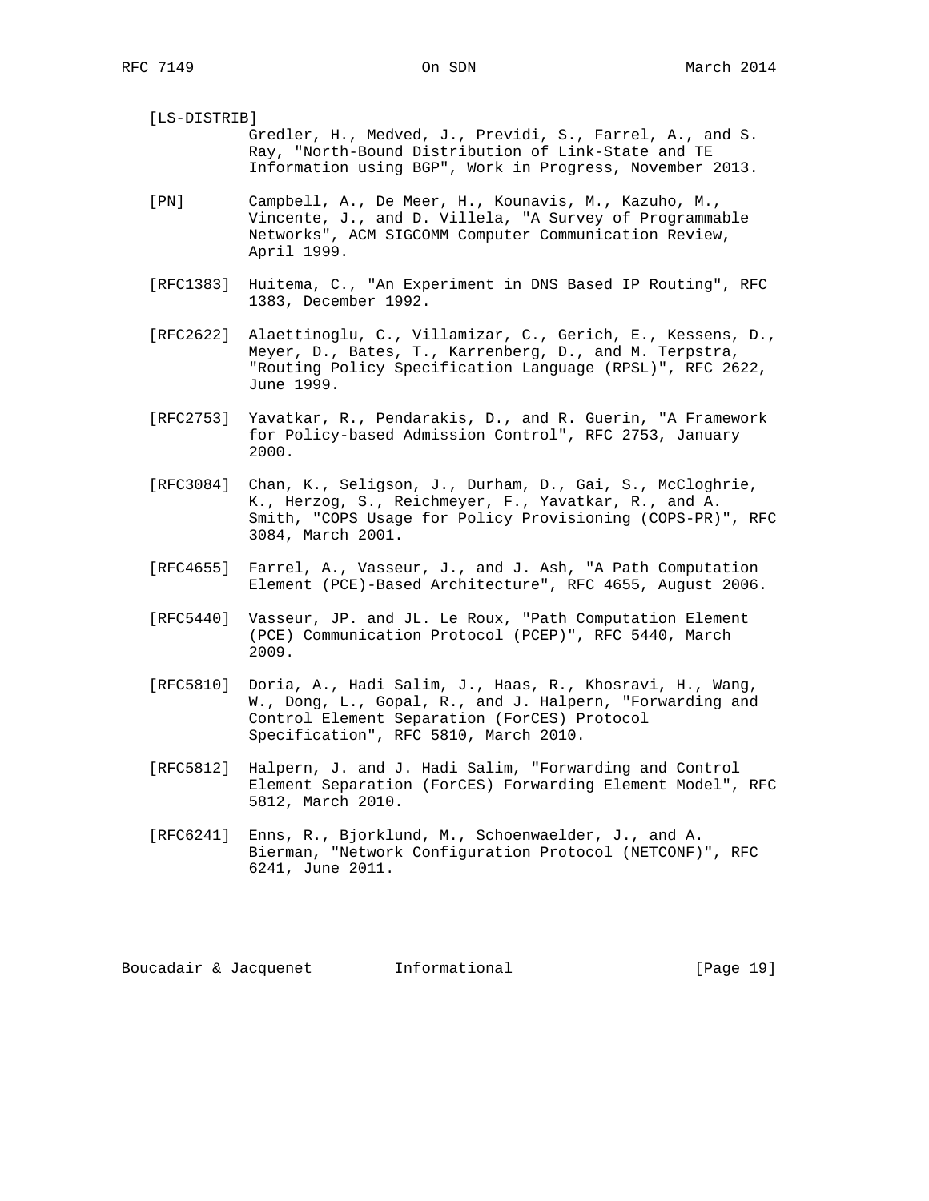[LS-DISTRIB]
Gredler, H., Medved, J., Previdi, S., Farrel, A., and S. Ray, "North-Bound Distribution of Link-State and TE Information using BGP", Work in Progress, November 2013.

[PN] Campbell, A., De Meer, H., Kounavis, M., Kazuho, M., Vincente, J., and D. Villela, "A Survey of Programmable Networks", ACM SIGCOMM Computer Communication Review, April 1999.

[RFC1383] Huitema, C., "An Experiment in DNS Based IP Routing", RFC 1383, December 1992.

[RFC2622] Alaettinoglu, C., Villamizar, C., Gerich, E., Kessens, D., Meyer, D., Bates, T., Karrenberg, D., and M. Terpstra, "Routing Policy Specification Language (RPSL)", RFC 2622, June 1999.

[RFC2753] Yavatkar, R., Pendarakis, D., and R. Guerin, "A Framework for Policy-based Admission Control", RFC 2753, January 2000.

[RFC3084] Chan, K., Seligson, J., Durham, D., Gai, S., McCloghrie, K., Herzog, S., Reichmeyer, F., Yavatkar, R., and A. Smith, "COPS Usage for Policy Provisioning (COPS-PR)", RFC 3084, March 2001.

[RFC4655] Farrel, A., Vasseur, J., and J. Ash, "A Path Computation Element (PCE)-Based Architecture", RFC 4655, August 2006.

[RFC5440] Vasseur, JP. and JL. Le Roux, "Path Computation Element (PCE) Communication Protocol (PCEP)", RFC 5440, March 2009.

[RFC5810] Doria, A., Hadi Salim, J., Haas, R., Khosravi, H., Wang, W., Dong, L., Gopal, R., and J. Halpern, "Forwarding and Control Element Separation (ForCES) Protocol Specification", RFC 5810, March 2010.

[RFC5812] Halpern, J. and J. Hadi Salim, "Forwarding and Control Element Separation (ForCES) Forwarding Element Model", RFC 5812, March 2010.

[RFC6241] Enns, R., Bjorklund, M., Schoenwaelder, J., and A. Bierman, "Network Configuration Protocol (NETCONF)", RFC 6241, June 2011.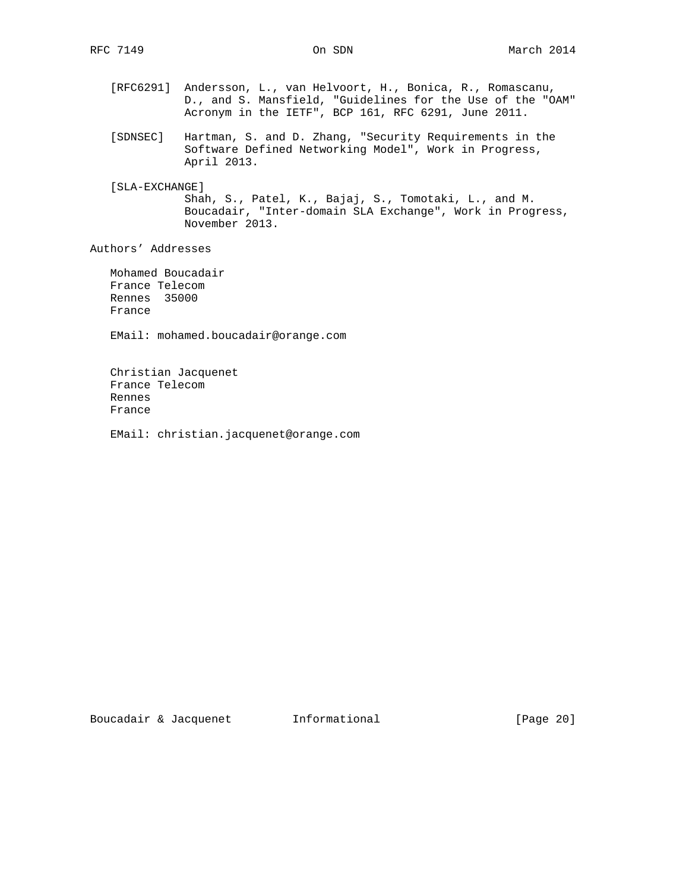[RFC6291] Andersson, L., van Helvoort, H., Bonica, R., Romascanu, D., and S. Mansfield, "Guidelines for the Use of the "OAM" Acronym in the IETF", BCP 161, RFC 6291, June 2011.

[SDNSEC] Hartman, S. and D. Zhang, "Security Requirements in the Software Defined Networking Model", Work in Progress, April 2013.

[SLA-EXCHANGE] Shah, S., Patel, K., Bajaj, S., Tomotaki, L., and M. Boucadair, "Inter-domain SLA Exchange", Work in Progress, November 2013.

## Authors' Addresses

Mohamed Boucadair
France Telecom
Rennes 35000
France

EMail: mohamed.boucadair@orange.com

Christian Jacquenet
France Telecom
Rennes
France

EMail: christian.jacquenet@orange.com